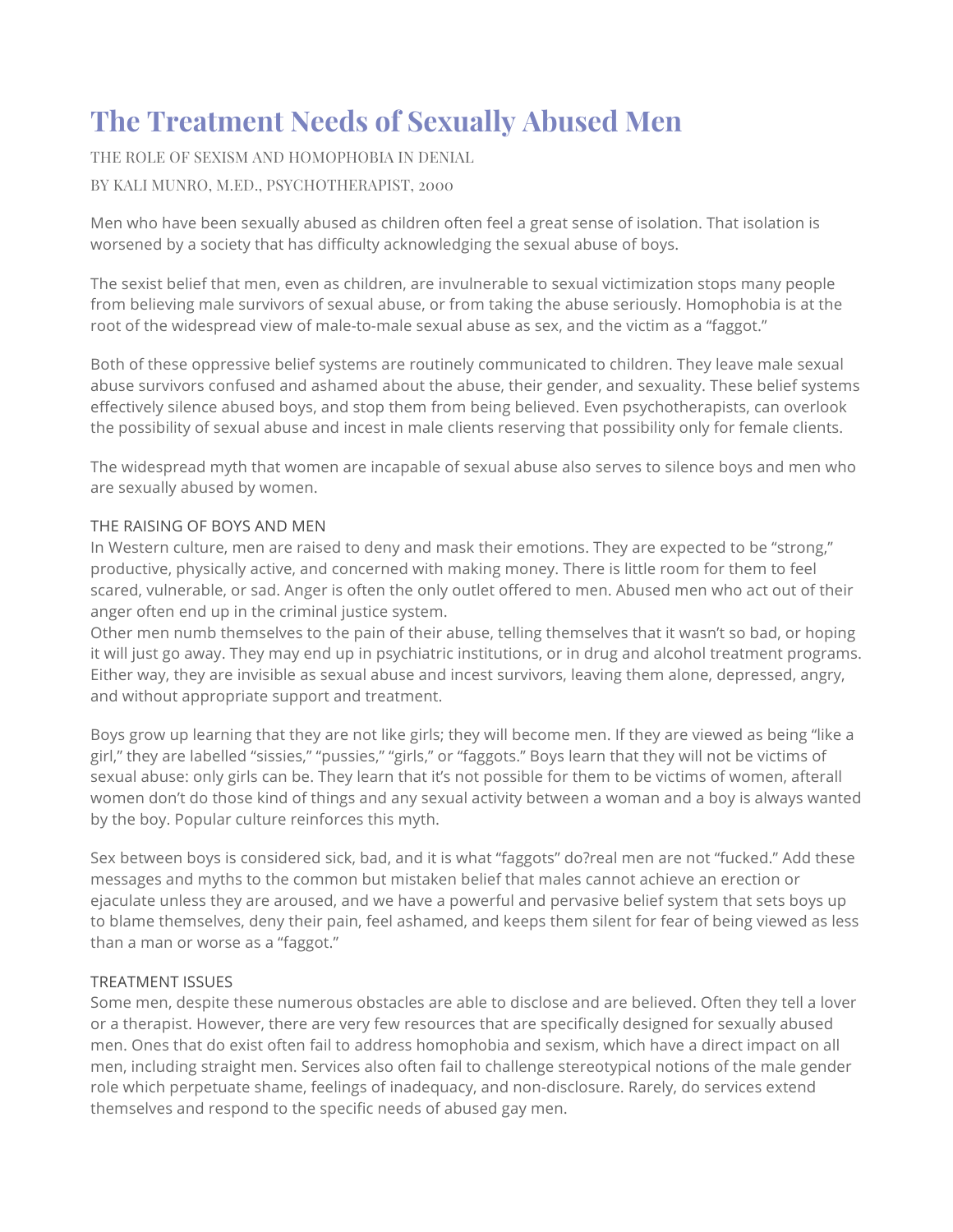# The Treatment Needs of Sexually Abused Men

THE ROLE OF SEXISM AND HOMOPHOBIA IN DENIAL

BY KALI MUNRO, M.ED., PSYCHOTHERAPIST, 2000

Men who have been sexually abused as children often feel a great sense of isolation. That isolation is worsened by a society that has difficulty acknowledging the sexual abuse of boys.

The sexist belief that men, even as children, are invulnerable to sexual victimization stops many people from believing male survivors of sexual abuse, or from taking the abuse seriously. Homophobia is at the root of the widespread view of male-to-male sexual abuse as sex, and the victim as a "faggot."

Both of these oppressive belief systems are routinely communicated to children. They leave male sexual abuse survivors confused and ashamed about the abuse, their gender, and sexuality. These belief systems effectively silence abused boys, and stop them from being believed. Even psychotherapists, can overlook the possibility of sexual abuse and incest in male clients reserving that possibility only for female clients.

The widespread myth that women are incapable of sexual abuse also serves to silence boys and men who are sexually abused by women.

## THE RAISING OF BOYS AND MEN

In Western culture, men are raised to deny and mask their emotions. They are expected to be "strong," productive, physically active, and concerned with making money. There is little room for them to feel scared, vulnerable, or sad. Anger is often the only outlet offered to men. Abused men who act out of their anger often end up in the criminal justice system.
Other men numb themselves to the pain of their abuse, telling themselves that it wasn't so bad, or hoping it will just go away. They may end up in psychiatric institutions, or in drug and alcohol treatment programs. Either way, they are invisible as sexual abuse and incest survivors, leaving them alone, depressed, angry, and without appropriate support and treatment.

Boys grow up learning that they are not like girls; they will become men. If they are viewed as being "like a girl," they are labelled "sissies," "pussies," "girls," or "faggots." Boys learn that they will not be victims of sexual abuse: only girls can be. They learn that it's not possible for them to be victims of women, afterall women don't do those kind of things and any sexual activity between a woman and a boy is always wanted by the boy. Popular culture reinforces this myth.

Sex between boys is considered sick, bad, and it is what "faggots" do?real men are not "fucked." Add these messages and myths to the common but mistaken belief that males cannot achieve an erection or ejaculate unless they are aroused, and we have a powerful and pervasive belief system that sets boys up to blame themselves, deny their pain, feel ashamed, and keeps them silent for fear of being viewed as less than a man or worse as a "faggot."

## TREATMENT ISSUES

Some men, despite these numerous obstacles are able to disclose and are believed. Often they tell a lover or a therapist. However, there are very few resources that are specifically designed for sexually abused men. Ones that do exist often fail to address homophobia and sexism, which have a direct impact on all men, including straight men. Services also often fail to challenge stereotypical notions of the male gender role which perpetuate shame, feelings of inadequacy, and non-disclosure. Rarely, do services extend themselves and respond to the specific needs of abused gay men.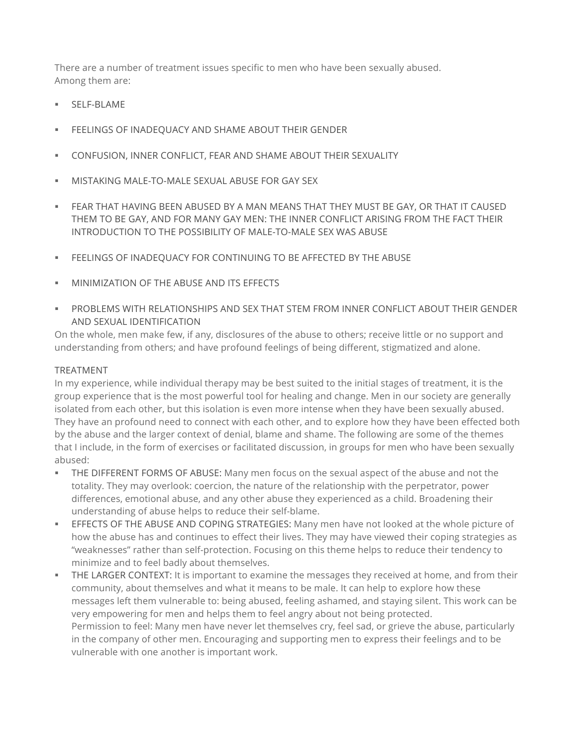There are a number of treatment issues specific to men who have been sexually abused. Among them are:

- SELF-BLAME
- FEELINGS OF INADEQUACY AND SHAME ABOUT THEIR GENDER
- CONFUSION, INNER CONFLICT, FEAR AND SHAME ABOUT THEIR SEXUALITY
- MISTAKING MALE-TO-MALE SEXUAL ABUSE FOR GAY SEX
- FEAR THAT HAVING BEEN ABUSED BY A MAN MEANS THAT THEY MUST BE GAY, OR THAT IT CAUSED THEM TO BE GAY, AND FOR MANY GAY MEN: THE INNER CONFLICT ARISING FROM THE FACT THEIR INTRODUCTION TO THE POSSIBILITY OF MALE-TO-MALE SEX WAS ABUSE
- FEELINGS OF INADEQUACY FOR CONTINUING TO BE AFFECTED BY THE ABUSE
- MINIMIZATION OF THE ABUSE AND ITS EFFECTS
- PROBLEMS WITH RELATIONSHIPS AND SEX THAT STEM FROM INNER CONFLICT ABOUT THEIR GENDER AND SEXUAL IDENTIFICATION

On the whole, men make few, if any, disclosures of the abuse to others; receive little or no support and understanding from others; and have profound feelings of being different, stigmatized and alone.

TREATMENT

In my experience, while individual therapy may be best suited to the initial stages of treatment, it is the group experience that is the most powerful tool for healing and change. Men in our society are generally isolated from each other, but this isolation is even more intense when they have been sexually abused. They have an profound need to connect with each other, and to explore how they have been effected both by the abuse and the larger context of denial, blame and shame. The following are some of the themes that I include, in the form of exercises or facilitated discussion, in groups for men who have been sexually abused:

- THE DIFFERENT FORMS OF ABUSE: Many men focus on the sexual aspect of the abuse and not the totality. They may overlook: coercion, the nature of the relationship with the perpetrator, power differences, emotional abuse, and any other abuse they experienced as a child. Broadening their understanding of abuse helps to reduce their self-blame.
- EFFECTS OF THE ABUSE AND COPING STRATEGIES: Many men have not looked at the whole picture of how the abuse has and continues to effect their lives. They may have viewed their coping strategies as "weaknesses" rather than self-protection. Focusing on this theme helps to reduce their tendency to minimize and to feel badly about themselves.
- THE LARGER CONTEXT: It is important to examine the messages they received at home, and from their community, about themselves and what it means to be male. It can help to explore how these messages left them vulnerable to: being abused, feeling ashamed, and staying silent. This work can be very empowering for men and helps them to feel angry about not being protected.
  Permission to feel: Many men have never let themselves cry, feel sad, or grieve the abuse, particularly in the company of other men. Encouraging and supporting men to express their feelings and to be vulnerable with one another is important work.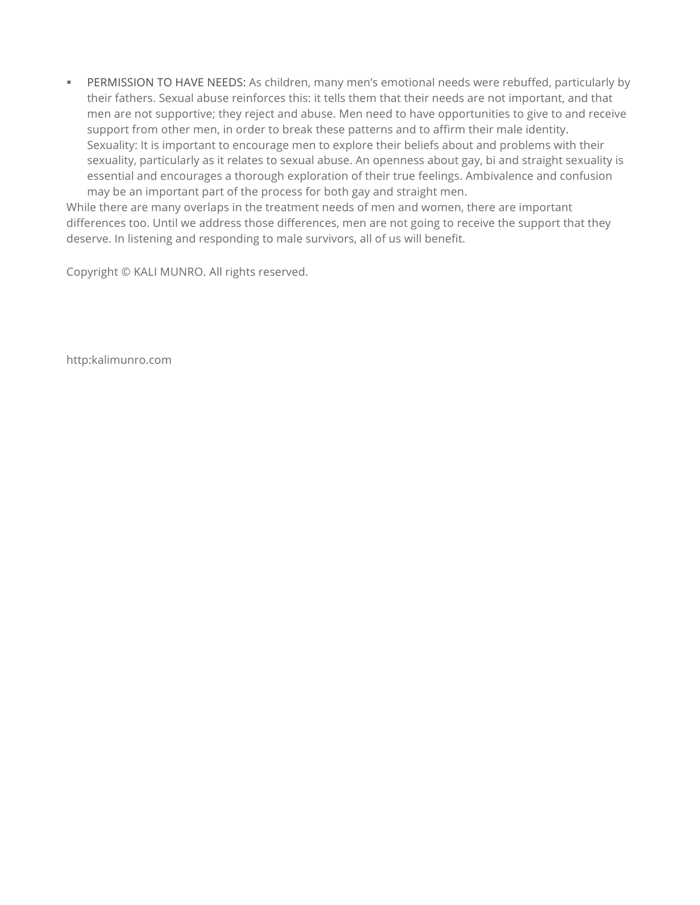- PERMISSION TO HAVE NEEDS: As children, many men's emotional needs were rebuffed, particularly by their fathers. Sexual abuse reinforces this: it tells them that their needs are not important, and that men are not supportive; they reject and abuse. Men need to have opportunities to give to and receive support from other men, in order to break these patterns and to affirm their male identity.
  Sexuality: It is important to encourage men to explore their beliefs about and problems with their sexuality, particularly as it relates to sexual abuse. An openness about gay, bi and straight sexuality is essential and encourages a thorough exploration of their true feelings. Ambivalence and confusion may be an important part of the process for both gay and straight men.

While there are many overlaps in the treatment needs of men and women, there are important differences too. Until we address those differences, men are not going to receive the support that they deserve. In listening and responding to male survivors, all of us will benefit.

Copyright © KALI MUNRO. All rights reserved.

http:kalimunro.com